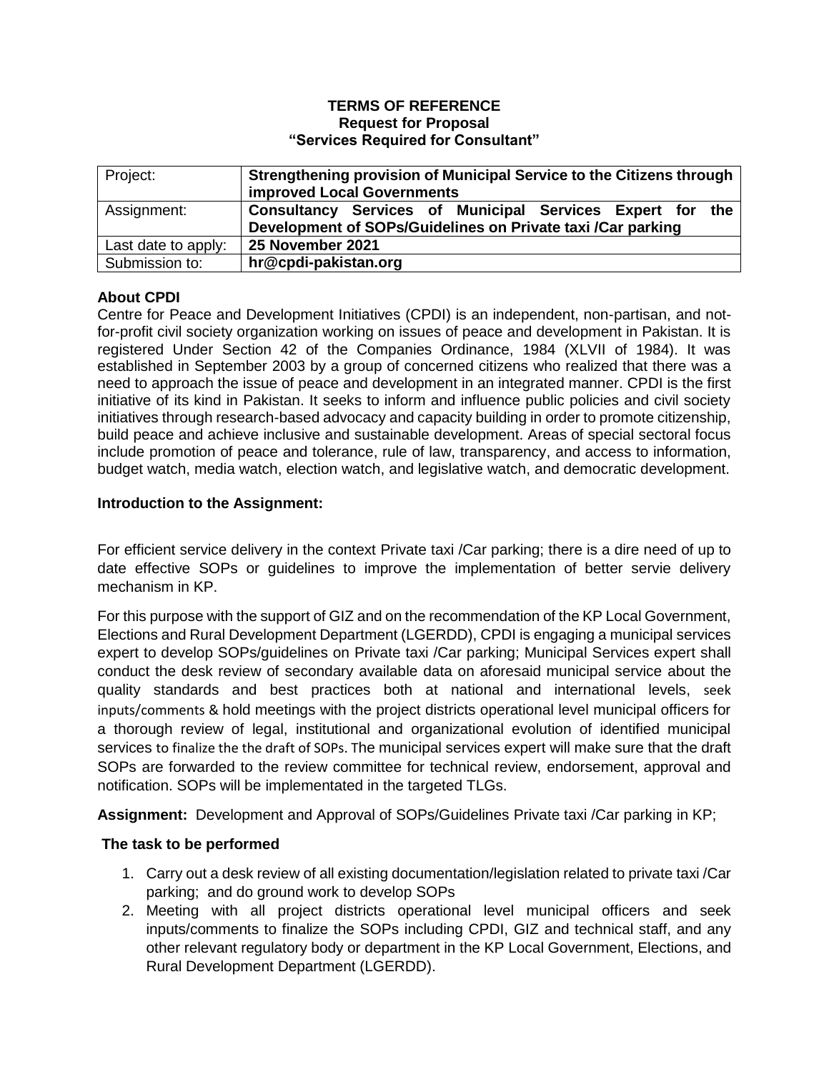**TERMS OF REFERENCE**
**Request for Proposal**
**"Services Required for Consultant"**

| Project: | **Strengthening provision of Municipal Service to the Citizens through improved Local Governments** |
|---|---|
| Assignment: | **Consultancy Services of Municipal Services Expert for the Development of SOPs/Guidelines on Private taxi /Car parking** |
| Last date to apply: | **25 November 2021** |
| Submission to: | **hr@cpdi-pakistan.org** |

**About CPDI**

Centre for Peace and Development Initiatives (CPDI) is an independent, non-partisan, and not-for-profit civil society organization working on issues of peace and development in Pakistan. It is registered Under Section 42 of the Companies Ordinance, 1984 (XLVII of 1984). It was established in September 2003 by a group of concerned citizens who realized that there was a need to approach the issue of peace and development in an integrated manner. CPDI is the first initiative of its kind in Pakistan. It seeks to inform and influence public policies and civil society initiatives through research-based advocacy and capacity building in order to promote citizenship, build peace and achieve inclusive and sustainable development. Areas of special sectoral focus include promotion of peace and tolerance, rule of law, transparency, and access to information, budget watch, media watch, election watch, and legislative watch, and democratic development.

**Introduction to the Assignment:**

For efficient service delivery in the context Private taxi /Car parking; there is a dire need of up to date effective SOPs or guidelines to improve the implementation of better servie delivery mechanism in KP.

For this purpose with the support of GIZ and on the recommendation of the KP Local Government, Elections and Rural Development Department (LGERDD), CPDI is engaging a municipal services expert to develop SOPs/guidelines on Private taxi /Car parking; Municipal Services expert shall conduct the desk review of secondary available data on aforesaid municipal service about the quality standards and best practices both at national and international levels, seek inputs/comments & hold meetings with the project districts operational level municipal officers for a thorough review of legal, institutional and organizational evolution of identified municipal services to finalize the the draft of SOPs. The municipal services expert will make sure that the draft SOPs are forwarded to the review committee for technical review, endorsement, approval and notification. SOPs will be implementated in the targeted TLGs.

**Assignment:** Development and Approval of SOPs/Guidelines Private taxi /Car parking in KP;

**The task to be performed**

1. Carry out a desk review of all existing documentation/legislation related to private taxi /Car parking; and do ground work to develop SOPs
2. Meeting with all project districts operational level municipal officers and seek inputs/comments to finalize the SOPs including CPDI, GIZ and technical staff, and any other relevant regulatory body or department in the KP Local Government, Elections, and Rural Development Department (LGERDD).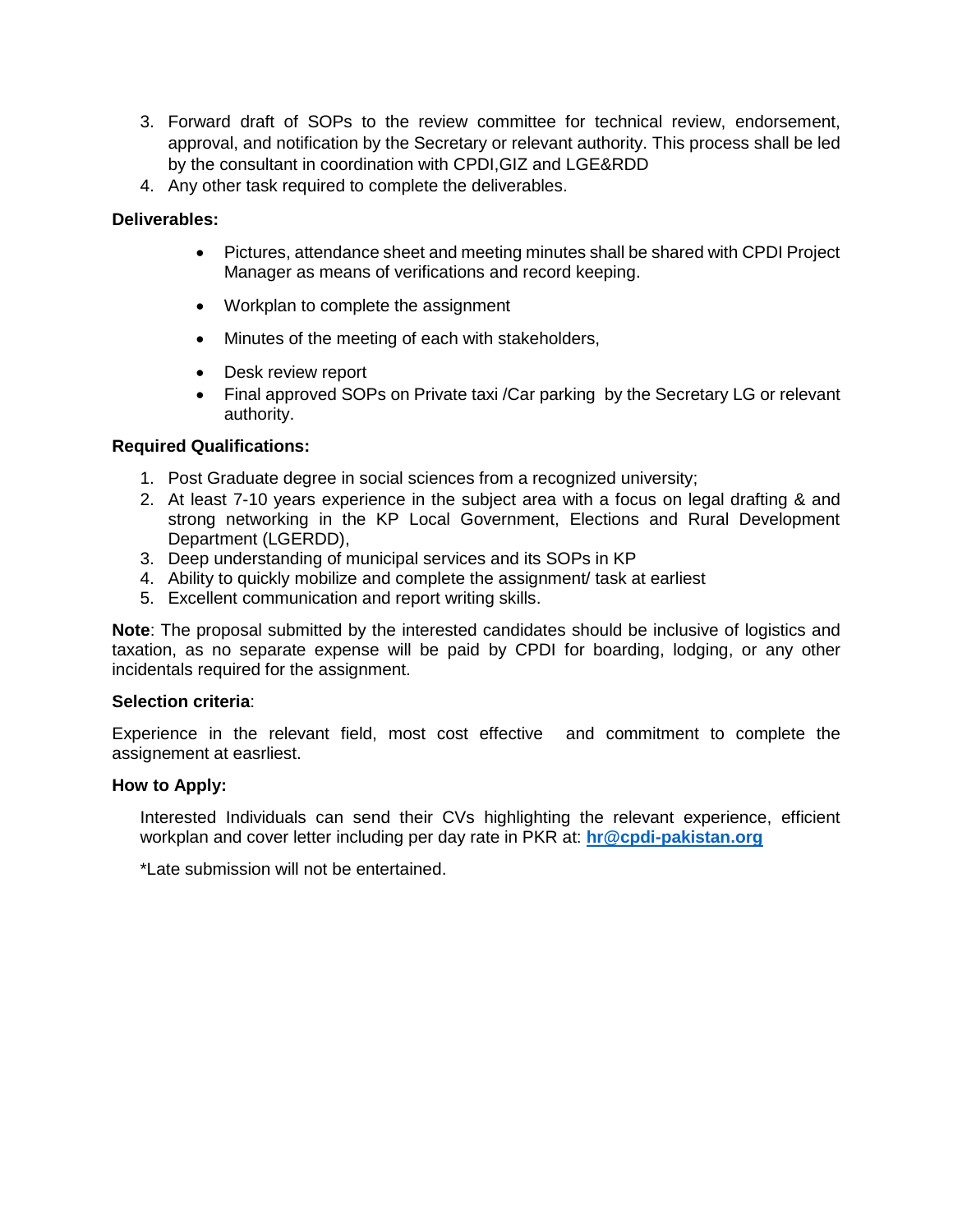3. Forward draft of SOPs to the review committee for technical review, endorsement, approval, and notification by the Secretary or relevant authority. This process shall be led by the consultant in coordination with CPDI,GIZ and LGE&RDD
4. Any other task required to complete the deliverables.

**Deliverables:**

- Pictures, attendance sheet and meeting minutes shall be shared with CPDI Project Manager as means of verifications and record keeping.
- Workplan to complete the assignment
- Minutes of the meeting of each with stakeholders,
- Desk review report
- Final approved SOPs on Private taxi /Car parking by the Secretary LG or relevant authority.

**Required Qualifications:**

1. Post Graduate degree in social sciences from a recognized university;
2. At least 7-10 years experience in the subject area with a focus on legal drafting & and strong networking in the KP Local Government, Elections and Rural Development Department (LGERDD),
3. Deep understanding of municipal services and its SOPs in KP
4. Ability to quickly mobilize and complete the assignment/ task at earliest
5. Excellent communication and report writing skills.

**Note**: The proposal submitted by the interested candidates should be inclusive of logistics and taxation, as no separate expense will be paid by CPDI for boarding, lodging, or any other incidentals required for the assignment.

**Selection criteria**:

Experience in the relevant field, most cost effective and commitment to complete the assignement at easrliest.

**How to Apply:**

Interested Individuals can send their CVs highlighting the relevant experience, efficient workplan and cover letter including per day rate in PKR at: **hr@cpdi-pakistan.org**

*Late submission will not be entertained.